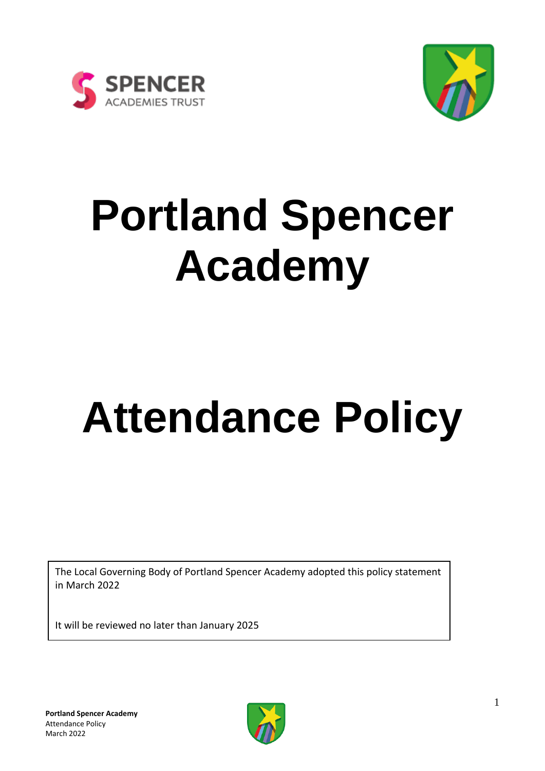SPENCER
ACADEMIES TRUST

# Portland Spencer Academy

# Attendance Policy

The Local Governing Body of Portland Spencer Academy adopted this policy statement in March 2022

It will be reviewed no later than January 2025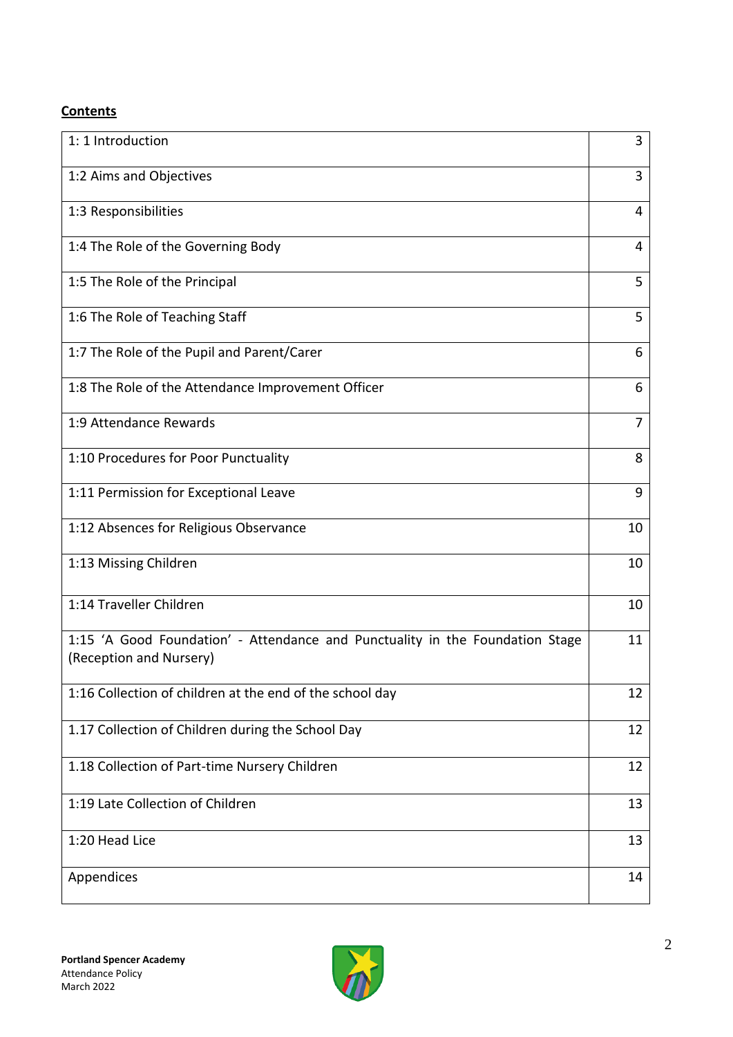**Contents**

| | |
|---|---|
| 1: 1 Introduction | 3 |
| 1:2 Aims and Objectives | 3 |
| 1:3 Responsibilities | 4 |
| 1:4 The Role of the Governing Body | 4 |
| 1:5 The Role of the Principal | 5 |
| 1:6 The Role of Teaching Staff | 5 |
| 1:7 The Role of the Pupil and Parent/Carer | 6 |
| 1:8 The Role of the Attendance Improvement Officer | 6 |
| 1:9 Attendance Rewards | 7 |
| 1:10 Procedures for Poor Punctuality | 8 |
| 1:11 Permission for Exceptional Leave | 9 |
| 1:12 Absences for Religious Observance | 10 |
| 1:13 Missing Children | 10 |
| 1:14 Traveller Children | 10 |
| 1:15 'A Good Foundation' - Attendance and Punctuality in the Foundation Stage (Reception and Nursery) | 11 |
| 1:16 Collection of children at the end of the school day | 12 |
| 1.17 Collection of Children during the School Day | 12 |
| 1.18 Collection of Part-time Nursery Children | 12 |
| 1:19 Late Collection of Children | 13 |
| 1:20 Head Lice | 13 |
| Appendices | 14 |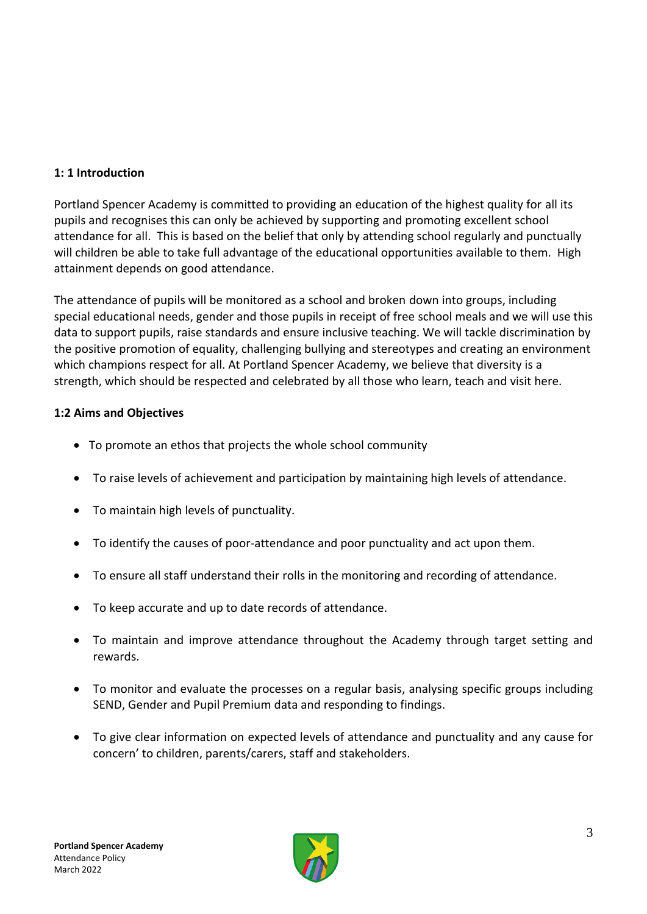**1: 1 Introduction**

Portland Spencer Academy is committed to providing an education of the highest quality for all its pupils and recognises this can only be achieved by supporting and promoting excellent school attendance for all. This is based on the belief that only by attending school regularly and punctually will children be able to take full advantage of the educational opportunities available to them. High attainment depends on good attendance.

The attendance of pupils will be monitored as a school and broken down into groups, including special educational needs, gender and those pupils in receipt of free school meals and we will use this data to support pupils, raise standards and ensure inclusive teaching. We will tackle discrimination by the positive promotion of equality, challenging bullying and stereotypes and creating an environment which champions respect for all. At Portland Spencer Academy, we believe that diversity is a strength, which should be respected and celebrated by all those who learn, teach and visit here.

**1:2 Aims and Objectives**

- To promote an ethos that projects the whole school community
- To raise levels of achievement and participation by maintaining high levels of attendance.
- To maintain high levels of punctuality.
- To identify the causes of poor-attendance and poor punctuality and act upon them.
- To ensure all staff understand their rolls in the monitoring and recording of attendance.
- To keep accurate and up to date records of attendance.
- To maintain and improve attendance throughout the Academy through target setting and rewards.
- To monitor and evaluate the processes on a regular basis, analysing specific groups including SEND, Gender and Pupil Premium data and responding to findings.
- To give clear information on expected levels of attendance and punctuality and any cause for concern' to children, parents/carers, staff and stakeholders.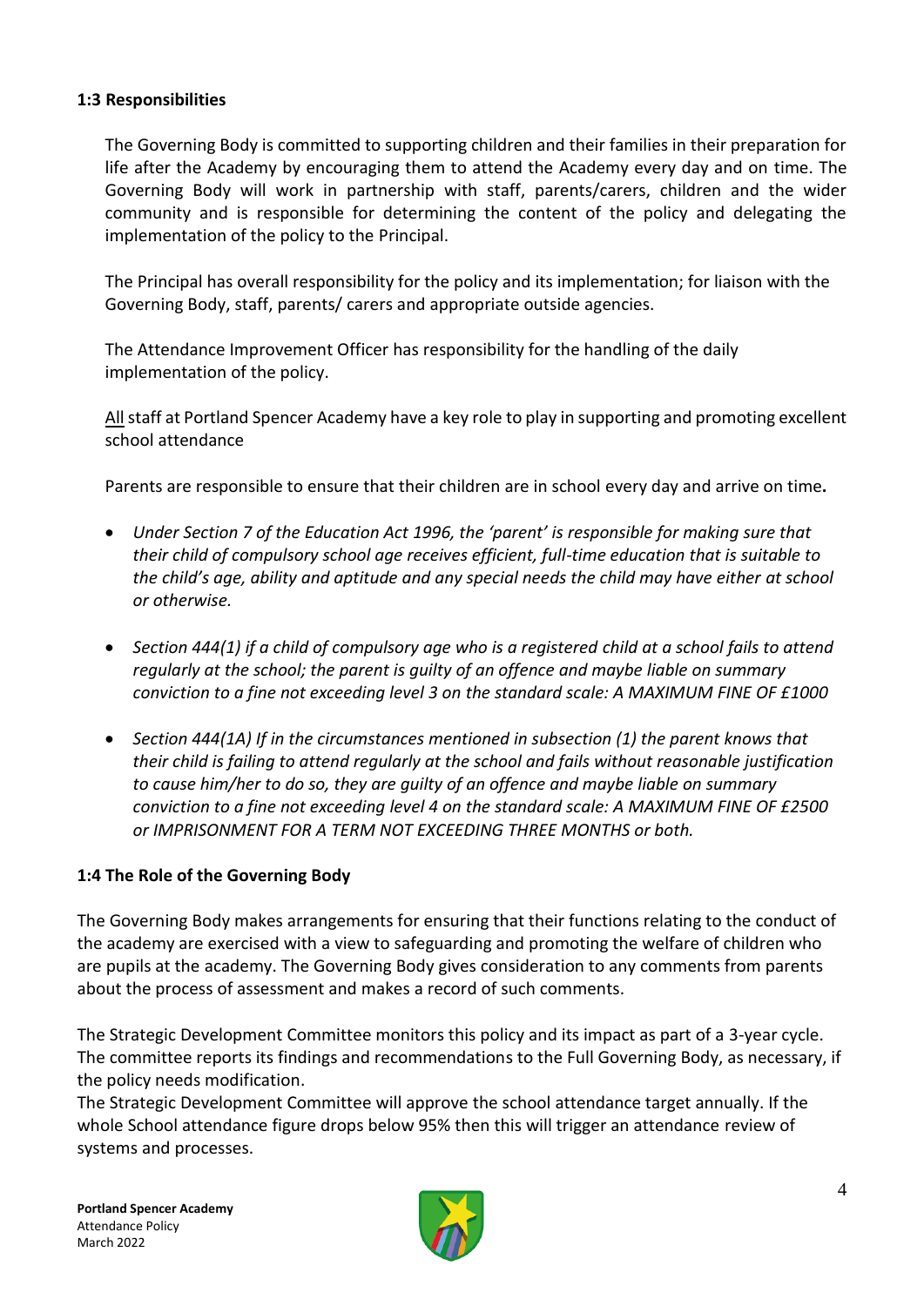#### 1:3 Responsibilities

The Governing Body is committed to supporting children and their families in their preparation for life after the Academy by encouraging them to attend the Academy every day and on time. The Governing Body will work in partnership with staff, parents/carers, children and the wider community and is responsible for determining the content of the policy and delegating the implementation of the policy to the Principal.

The Principal has overall responsibility for the policy and its implementation; for liaison with the Governing Body, staff, parents/ carers and appropriate outside agencies.

The Attendance Improvement Officer has responsibility for the handling of the daily implementation of the policy.

All staff at Portland Spencer Academy have a key role to play in supporting and promoting excellent school attendance

Parents are responsible to ensure that their children are in school every day and arrive on time.

- *Under Section 7 of the Education Act 1996, the 'parent' is responsible for making sure that their child of compulsory school age receives efficient, full-time education that is suitable to the child's age, ability and aptitude and any special needs the child may have either at school or otherwise.*
- *Section 444(1) if a child of compulsory age who is a registered child at a school fails to attend regularly at the school; the parent is guilty of an offence and maybe liable on summary conviction to a fine not exceeding level 3 on the standard scale: A MAXIMUM FINE OF £1000*
- *Section 444(1A) If in the circumstances mentioned in subsection (1) the parent knows that their child is failing to attend regularly at the school and fails without reasonable justification to cause him/her to do so, they are guilty of an offence and maybe liable on summary conviction to a fine not exceeding level 4 on the standard scale: A MAXIMUM FINE OF £2500 or IMPRISONMENT FOR A TERM NOT EXCEEDING THREE MONTHS or both.*

#### 1:4 The Role of the Governing Body

The Governing Body makes arrangements for ensuring that their functions relating to the conduct of the academy are exercised with a view to safeguarding and promoting the welfare of children who are pupils at the academy. The Governing Body gives consideration to any comments from parents about the process of assessment and makes a record of such comments.

The Strategic Development Committee monitors this policy and its impact as part of a 3-year cycle. The committee reports its findings and recommendations to the Full Governing Body, as necessary, if the policy needs modification.

The Strategic Development Committee will approve the school attendance target annually. If the whole School attendance figure drops below 95% then this will trigger an attendance review of systems and processes.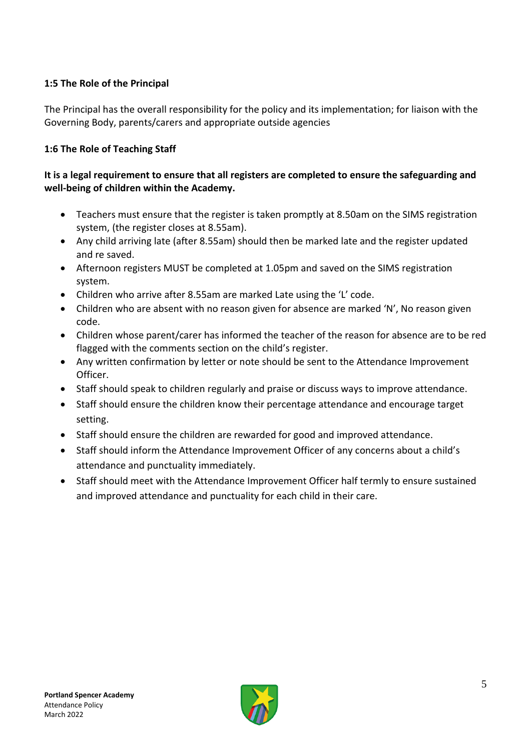**1:5 The Role of the Principal**

The Principal has the overall responsibility for the policy and its implementation; for liaison with the Governing Body, parents/carers and appropriate outside agencies

**1:6 The Role of Teaching Staff**

**It is a legal requirement to ensure that all registers are completed to ensure the safeguarding and well-being of children within the Academy.**

- Teachers must ensure that the register is taken promptly at 8.50am on the SIMS registration system, (the register closes at 8.55am).
- Any child arriving late (after 8.55am) should then be marked late and the register updated and re saved.
- Afternoon registers MUST be completed at 1.05pm and saved on the SIMS registration system.
- Children who arrive after 8.55am are marked Late using the 'L' code.
- Children who are absent with no reason given for absence are marked 'N', No reason given code.
- Children whose parent/carer has informed the teacher of the reason for absence are to be red flagged with the comments section on the child's register.
- Any written confirmation by letter or note should be sent to the Attendance Improvement Officer.
- Staff should speak to children regularly and praise or discuss ways to improve attendance.
- Staff should ensure the children know their percentage attendance and encourage target setting.
- Staff should ensure the children are rewarded for good and improved attendance.
- Staff should inform the Attendance Improvement Officer of any concerns about a child's attendance and punctuality immediately.
- Staff should meet with the Attendance Improvement Officer half termly to ensure sustained and improved attendance and punctuality for each child in their care.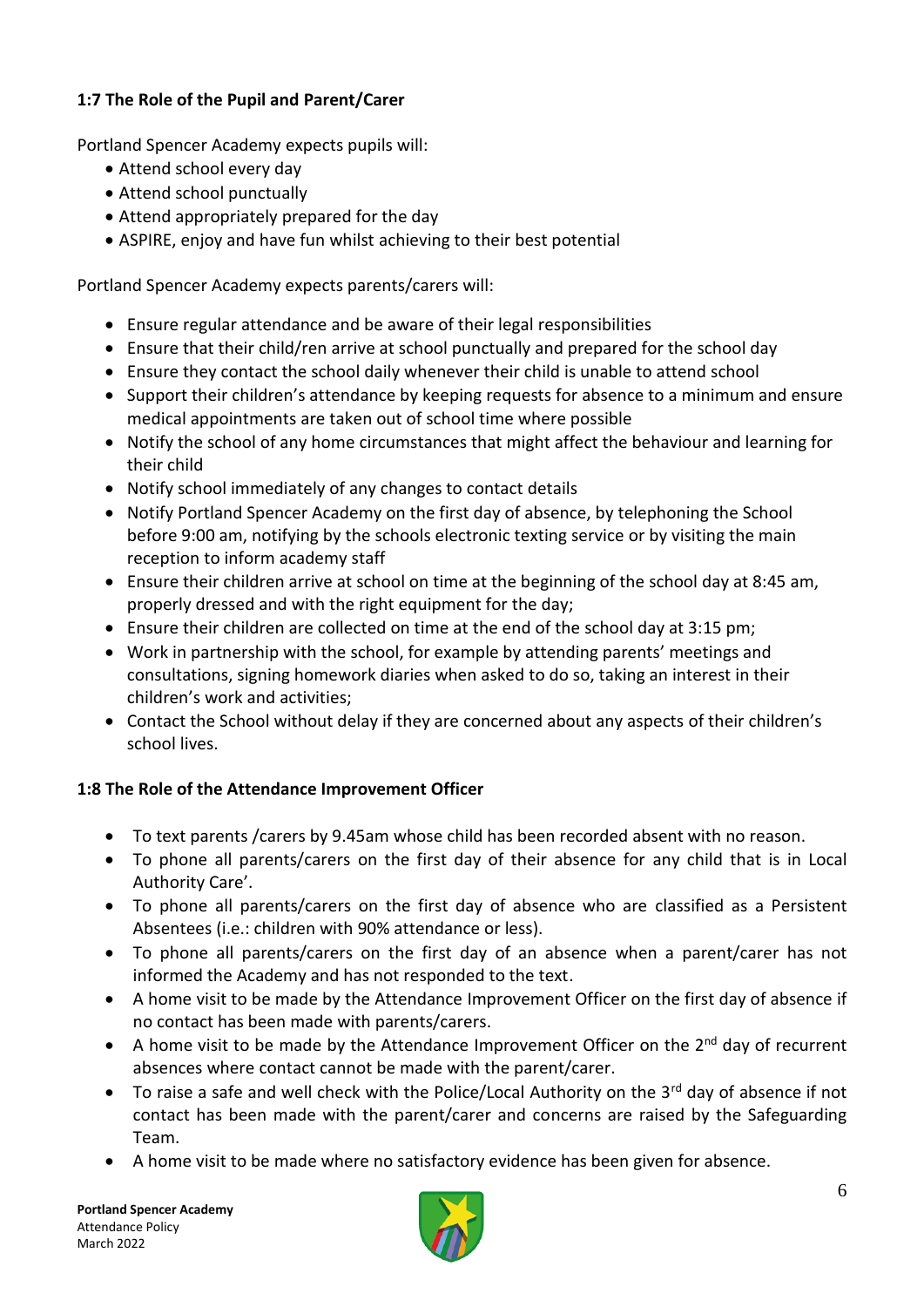### 1:7 The Role of the Pupil and Parent/Carer

Portland Spencer Academy expects pupils will:

- Attend school every day
- Attend school punctually
- Attend appropriately prepared for the day
- ASPIRE, enjoy and have fun whilst achieving to their best potential

Portland Spencer Academy expects parents/carers will:

- Ensure regular attendance and be aware of their legal responsibilities
- Ensure that their child/ren arrive at school punctually and prepared for the school day
- Ensure they contact the school daily whenever their child is unable to attend school
- Support their children's attendance by keeping requests for absence to a minimum and ensure medical appointments are taken out of school time where possible
- Notify the school of any home circumstances that might affect the behaviour and learning for their child
- Notify school immediately of any changes to contact details
- Notify Portland Spencer Academy on the first day of absence, by telephoning the School before 9:00 am, notifying by the schools electronic texting service or by visiting the main reception to inform academy staff
- Ensure their children arrive at school on time at the beginning of the school day at 8:45 am, properly dressed and with the right equipment for the day;
- Ensure their children are collected on time at the end of the school day at 3:15 pm;
- Work in partnership with the school, for example by attending parents' meetings and consultations, signing homework diaries when asked to do so, taking an interest in their children's work and activities;
- Contact the School without delay if they are concerned about any aspects of their children's school lives.

### 1:8 The Role of the Attendance Improvement Officer

- To text parents /carers by 9.45am whose child has been recorded absent with no reason.
- To phone all parents/carers on the first day of their absence for any child that is in Local Authority Care'.
- To phone all parents/carers on the first day of absence who are classified as a Persistent Absentees (i.e.: children with 90% attendance or less).
- To phone all parents/carers on the first day of an absence when a parent/carer has not informed the Academy and has not responded to the text.
- A home visit to be made by the Attendance Improvement Officer on the first day of absence if no contact has been made with parents/carers.
- A home visit to be made by the Attendance Improvement Officer on the 2nd day of recurrent absences where contact cannot be made with the parent/carer.
- To raise a safe and well check with the Police/Local Authority on the 3rd day of absence if not contact has been made with the parent/carer and concerns are raised by the Safeguarding Team.
- A home visit to be made where no satisfactory evidence has been given for absence.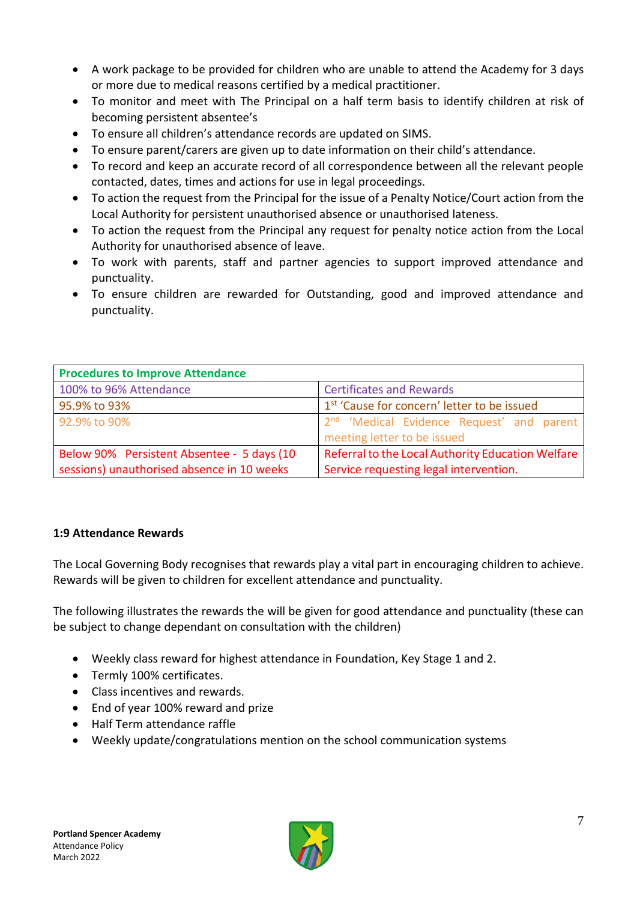- A work package to be provided for children who are unable to attend the Academy for 3 days or more due to medical reasons certified by a medical practitioner.
- To monitor and meet with The Principal on a half term basis to identify children at risk of becoming persistent absentee's
- To ensure all children's attendance records are updated on SIMS.
- To ensure parent/carers are given up to date information on their child's attendance.
- To record and keep an accurate record of all correspondence between all the relevant people contacted, dates, times and actions for use in legal proceedings.
- To action the request from the Principal for the issue of a Penalty Notice/Court action from the Local Authority for persistent unauthorised absence or unauthorised lateness.
- To action the request from the Principal any request for penalty notice action from the Local Authority for unauthorised absence of leave.
- To work with parents, staff and partner agencies to support improved attendance and punctuality.
- To ensure children are rewarded for Outstanding, good and improved attendance and punctuality.

| **Procedures to Improve Attendance** | |
|---|---|
| 100% to 96% Attendance | Certificates and Rewards |
| 95.9% to 93% | 1st 'Cause for concern' letter to be issued |
| 92.9% to 90% | 2nd 'Medical Evidence Request' and parent meeting letter to be issued |
| Below 90% Persistent Absentee - 5 days (10 sessions) unauthorised absence in 10 weeks | Referral to the Local Authority Education Welfare Service requesting legal intervention. |

**1:9 Attendance Rewards**

The Local Governing Body recognises that rewards play a vital part in encouraging children to achieve. Rewards will be given to children for excellent attendance and punctuality.

The following illustrates the rewards the will be given for good attendance and punctuality (these can be subject to change dependant on consultation with the children)

- Weekly class reward for highest attendance in Foundation, Key Stage 1 and 2.
- Termly 100% certificates.
- Class incentives and rewards.
- End of year 100% reward and prize
- Half Term attendance raffle
- Weekly update/congratulations mention on the school communication systems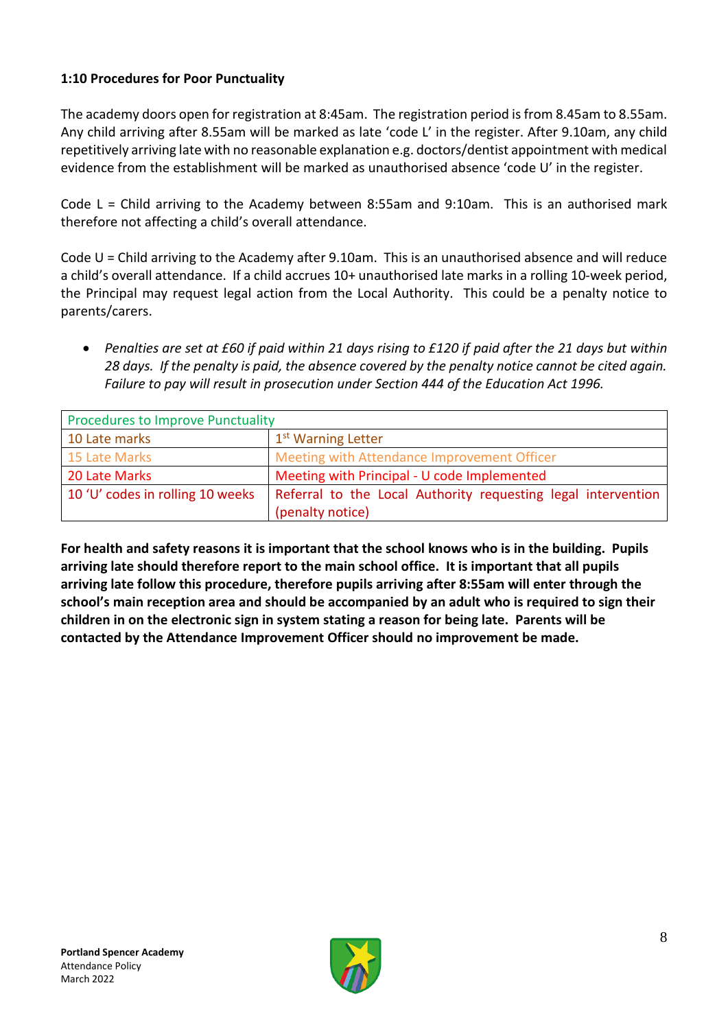**1:10 Procedures for Poor Punctuality**

The academy doors open for registration at 8:45am. The registration period is from 8.45am to 8.55am. Any child arriving after 8.55am will be marked as late 'code L' in the register. After 9.10am, any child repetitively arriving late with no reasonable explanation e.g. doctors/dentist appointment with medical evidence from the establishment will be marked as unauthorised absence 'code U' in the register.

Code L = Child arriving to the Academy between 8:55am and 9:10am. This is an authorised mark therefore not affecting a child's overall attendance.

Code U = Child arriving to the Academy after 9.10am. This is an unauthorised absence and will reduce a child's overall attendance. If a child accrues 10+ unauthorised late marks in a rolling 10-week period, the Principal may request legal action from the Local Authority. This could be a penalty notice to parents/carers.

- *Penalties are set at £60 if paid within 21 days rising to £120 if paid after the 21 days but within 28 days. If the penalty is paid, the absence covered by the penalty notice cannot be cited again. Failure to pay will result in prosecution under Section 444 of the Education Act 1996.*

| Procedures to Improve Punctuality | |
|---|---|
| 10 Late marks | 1st Warning Letter |
| 15 Late Marks | Meeting with Attendance Improvement Officer |
| 20 Late Marks | Meeting with Principal - U code Implemented |
| 10 'U' codes in rolling 10 weeks | Referral to the Local Authority requesting legal intervention (penalty notice) |

**For health and safety reasons it is important that the school knows who is in the building. Pupils arriving late should therefore report to the main school office. It is important that all pupils arriving late follow this procedure, therefore pupils arriving after 8:55am will enter through the school's main reception area and should be accompanied by an adult who is required to sign their children in on the electronic sign in system stating a reason for being late. Parents will be contacted by the Attendance Improvement Officer should no improvement be made.**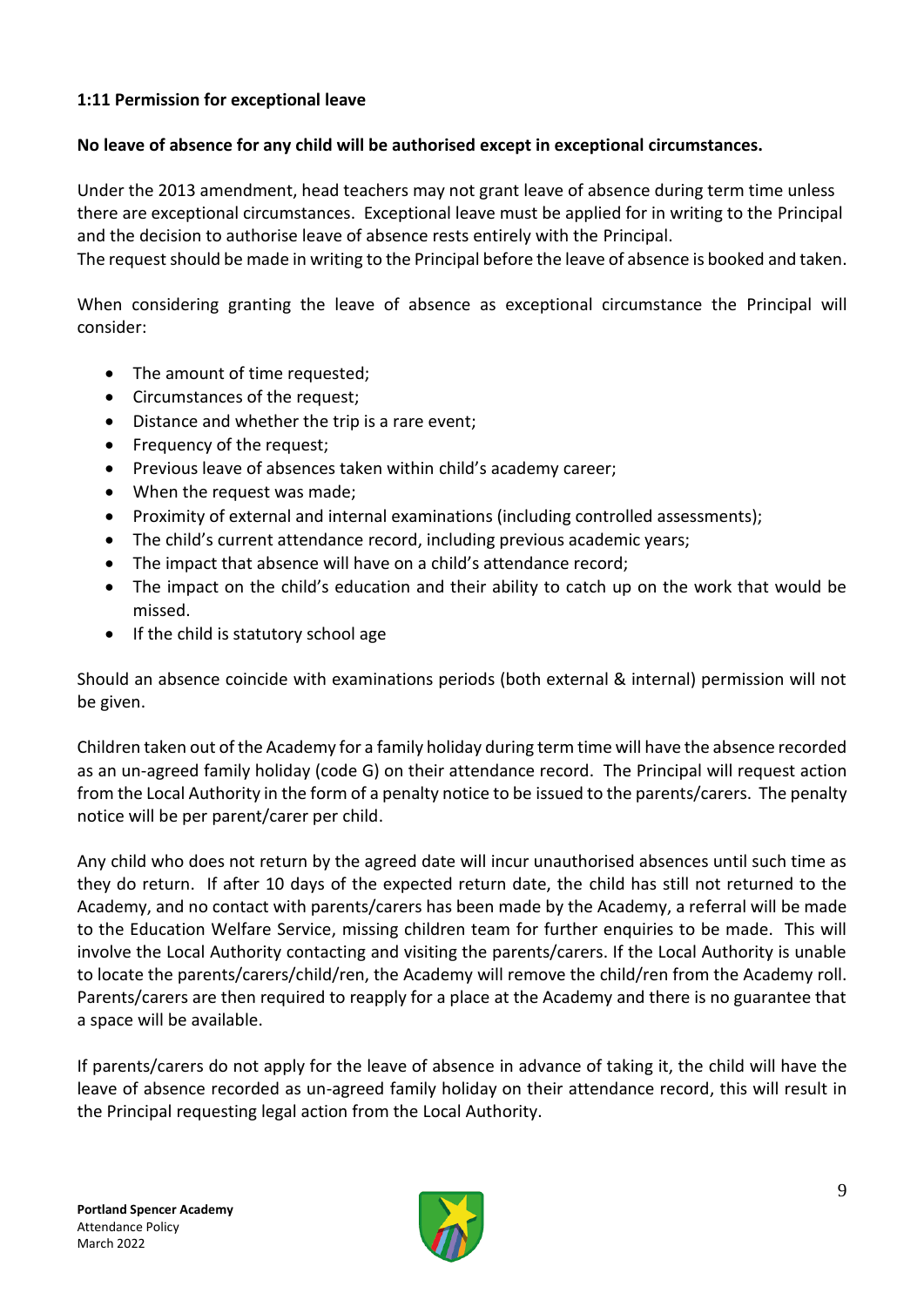### 1:11 Permission for exceptional leave

**No leave of absence for any child will be authorised except in exceptional circumstances.**

Under the 2013 amendment, head teachers may not grant leave of absence during term time unless there are exceptional circumstances. Exceptional leave must be applied for in writing to the Principal and the decision to authorise leave of absence rests entirely with the Principal.
The request should be made in writing to the Principal before the leave of absence is booked and taken.

When considering granting the leave of absence as exceptional circumstance the Principal will consider:

- The amount of time requested;
- Circumstances of the request;
- Distance and whether the trip is a rare event;
- Frequency of the request;
- Previous leave of absences taken within child's academy career;
- When the request was made;
- Proximity of external and internal examinations (including controlled assessments);
- The child's current attendance record, including previous academic years;
- The impact that absence will have on a child's attendance record;
- The impact on the child's education and their ability to catch up on the work that would be missed.
- If the child is statutory school age

Should an absence coincide with examinations periods (both external & internal) permission will not be given.

Children taken out of the Academy for a family holiday during term time will have the absence recorded as an un-agreed family holiday (code G) on their attendance record. The Principal will request action from the Local Authority in the form of a penalty notice to be issued to the parents/carers. The penalty notice will be per parent/carer per child.

Any child who does not return by the agreed date will incur unauthorised absences until such time as they do return. If after 10 days of the expected return date, the child has still not returned to the Academy, and no contact with parents/carers has been made by the Academy, a referral will be made to the Education Welfare Service, missing children team for further enquiries to be made. This will involve the Local Authority contacting and visiting the parents/carers. If the Local Authority is unable to locate the parents/carers/child/ren, the Academy will remove the child/ren from the Academy roll. Parents/carers are then required to reapply for a place at the Academy and there is no guarantee that a space will be available.

If parents/carers do not apply for the leave of absence in advance of taking it, the child will have the leave of absence recorded as un-agreed family holiday on their attendance record, this will result in the Principal requesting legal action from the Local Authority.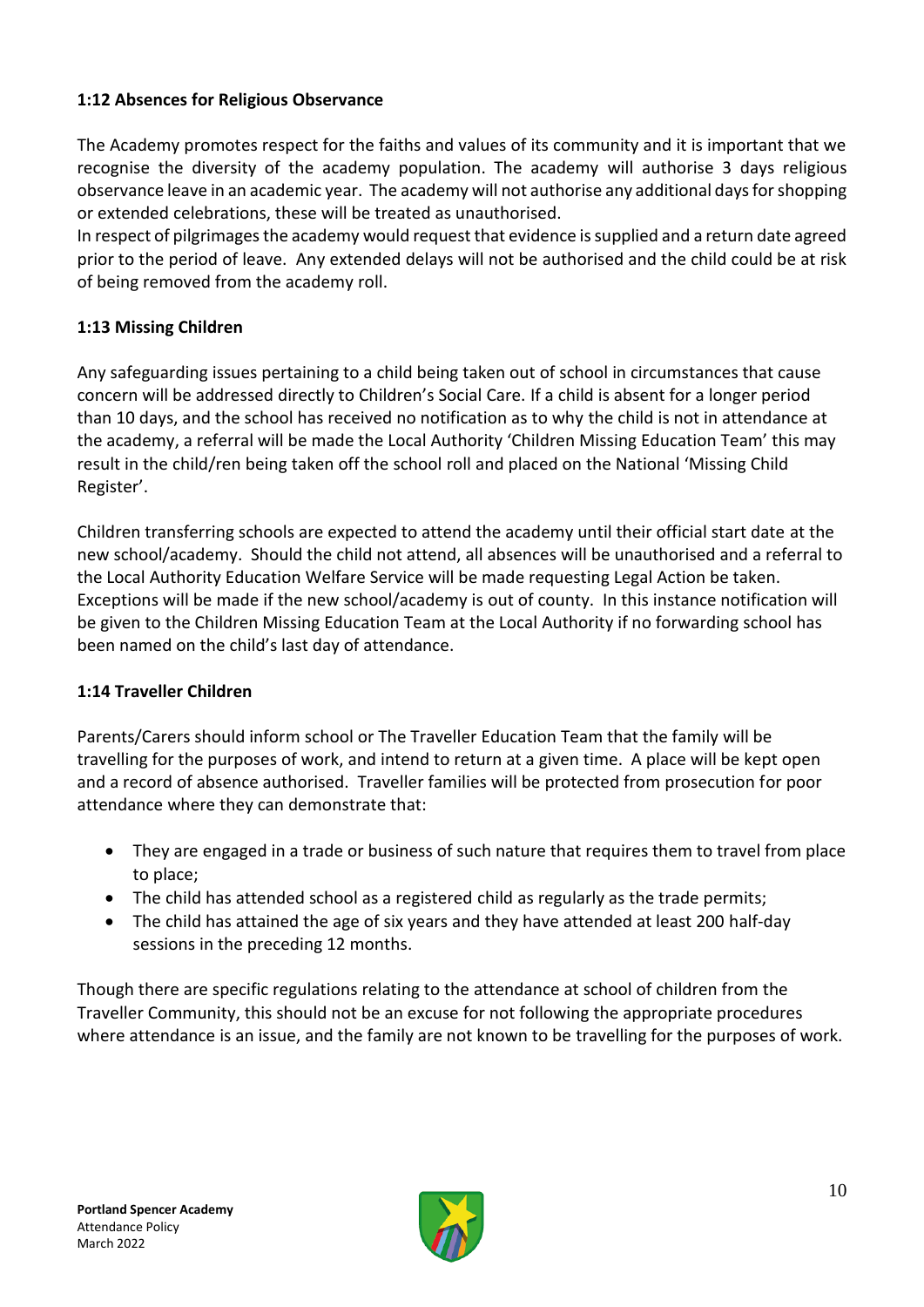### 1:12 Absences for Religious Observance

The Academy promotes respect for the faiths and values of its community and it is important that we recognise the diversity of the academy population. The academy will authorise 3 days religious observance leave in an academic year. The academy will not authorise any additional days for shopping or extended celebrations, these will be treated as unauthorised.
In respect of pilgrimages the academy would request that evidence is supplied and a return date agreed prior to the period of leave. Any extended delays will not be authorised and the child could be at risk of being removed from the academy roll.

### 1:13 Missing Children

Any safeguarding issues pertaining to a child being taken out of school in circumstances that cause concern will be addressed directly to Children's Social Care. If a child is absent for a longer period than 10 days, and the school has received no notification as to why the child is not in attendance at the academy, a referral will be made the Local Authority 'Children Missing Education Team' this may result in the child/ren being taken off the school roll and placed on the National 'Missing Child Register'.

Children transferring schools are expected to attend the academy until their official start date at the new school/academy. Should the child not attend, all absences will be unauthorised and a referral to the Local Authority Education Welfare Service will be made requesting Legal Action be taken. Exceptions will be made if the new school/academy is out of county. In this instance notification will be given to the Children Missing Education Team at the Local Authority if no forwarding school has been named on the child's last day of attendance.

### 1:14 Traveller Children

Parents/Carers should inform school or The Traveller Education Team that the family will be travelling for the purposes of work, and intend to return at a given time. A place will be kept open and a record of absence authorised. Traveller families will be protected from prosecution for poor attendance where they can demonstrate that:

- They are engaged in a trade or business of such nature that requires them to travel from place to place;
- The child has attended school as a registered child as regularly as the trade permits;
- The child has attained the age of six years and they have attended at least 200 half-day sessions in the preceding 12 months.

Though there are specific regulations relating to the attendance at school of children from the Traveller Community, this should not be an excuse for not following the appropriate procedures where attendance is an issue, and the family are not known to be travelling for the purposes of work.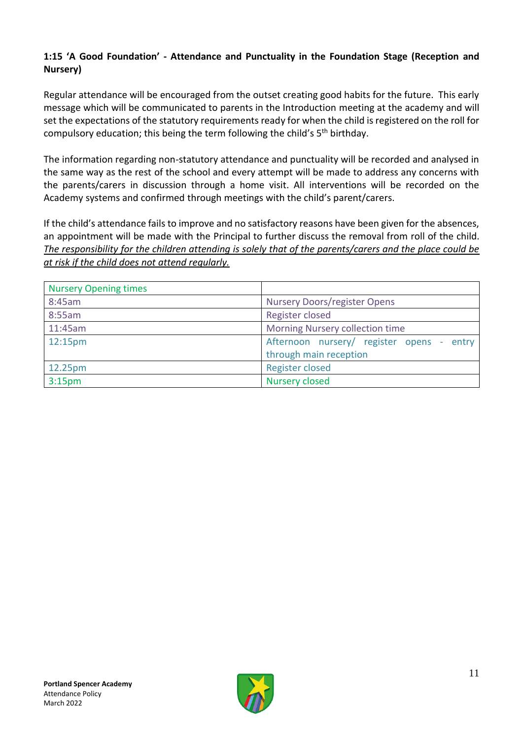**1:15 'A Good Foundation' - Attendance and Punctuality in the Foundation Stage (Reception and Nursery)**

Regular attendance will be encouraged from the outset creating good habits for the future. This early message which will be communicated to parents in the Introduction meeting at the academy and will set the expectations of the statutory requirements ready for when the child is registered on the roll for compulsory education; this being the term following the child's 5th birthday.

The information regarding non-statutory attendance and punctuality will be recorded and analysed in the same way as the rest of the school and every attempt will be made to address any concerns with the parents/carers in discussion through a home visit. All interventions will be recorded on the Academy systems and confirmed through meetings with the child's parent/carers.

If the child's attendance fails to improve and no satisfactory reasons have been given for the absences, an appointment will be made with the Principal to further discuss the removal from roll of the child. *The responsibility for the children attending is solely that of the parents/carers and the place could be at risk if the child does not attend regularly.*

| Nursery Opening times | |
|---|---|
| 8:45am | Nursery Doors/register Opens |
| 8:55am | Register closed |
| 11:45am | Morning Nursery collection time |
| 12:15pm | Afternoon nursery/ register opens - entry through main reception |
| 12.25pm | Register closed |
| 3:15pm | Nursery closed |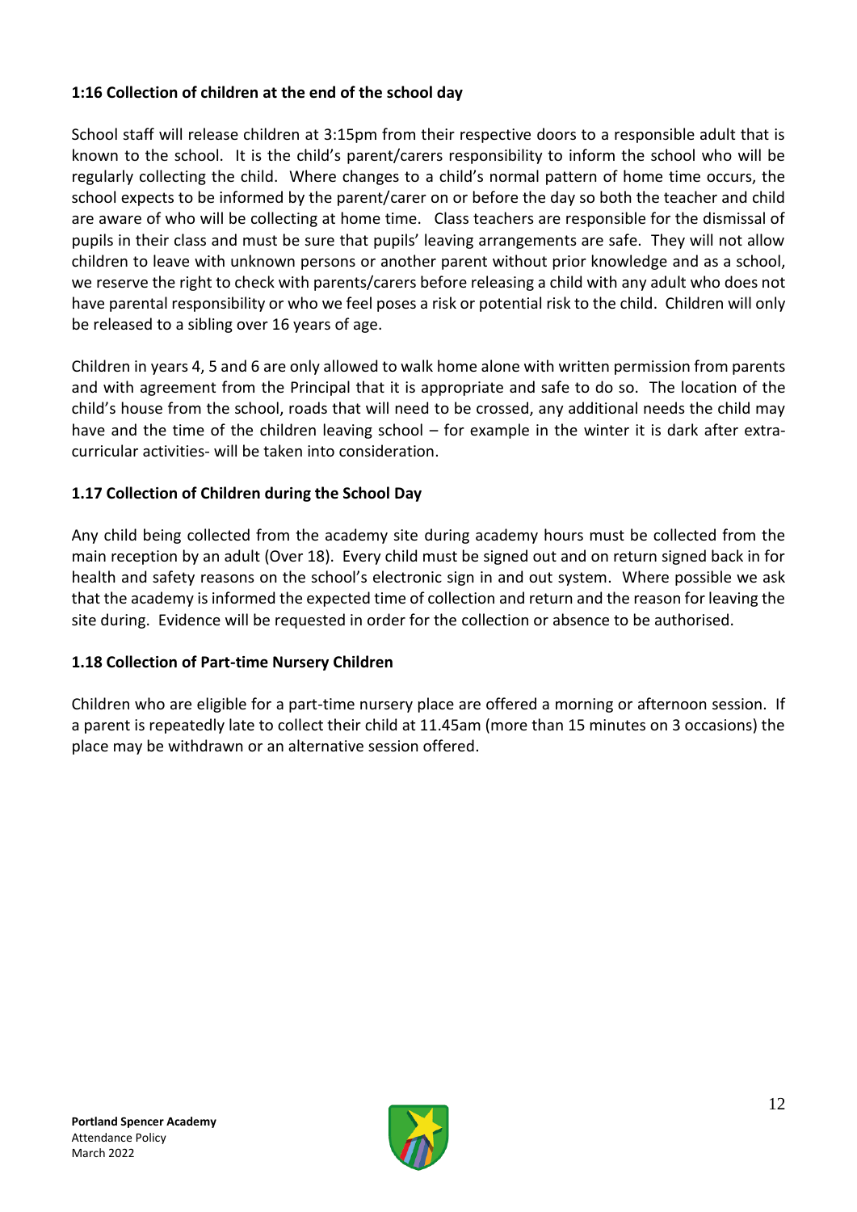### 1:16 Collection of children at the end of the school day

School staff will release children at 3:15pm from their respective doors to a responsible adult that is known to the school. It is the child's parent/carers responsibility to inform the school who will be regularly collecting the child. Where changes to a child's normal pattern of home time occurs, the school expects to be informed by the parent/carer on or before the day so both the teacher and child are aware of who will be collecting at home time. Class teachers are responsible for the dismissal of pupils in their class and must be sure that pupils' leaving arrangements are safe. They will not allow children to leave with unknown persons or another parent without prior knowledge and as a school, we reserve the right to check with parents/carers before releasing a child with any adult who does not have parental responsibility or who we feel poses a risk or potential risk to the child. Children will only be released to a sibling over 16 years of age.

Children in years 4, 5 and 6 are only allowed to walk home alone with written permission from parents and with agreement from the Principal that it is appropriate and safe to do so. The location of the child's house from the school, roads that will need to be crossed, any additional needs the child may have and the time of the children leaving school – for example in the winter it is dark after extra-curricular activities- will be taken into consideration.

### 1.17 Collection of Children during the School Day

Any child being collected from the academy site during academy hours must be collected from the main reception by an adult (Over 18). Every child must be signed out and on return signed back in for health and safety reasons on the school's electronic sign in and out system. Where possible we ask that the academy is informed the expected time of collection and return and the reason for leaving the site during. Evidence will be requested in order for the collection or absence to be authorised.

### 1.18 Collection of Part-time Nursery Children

Children who are eligible for a part-time nursery place are offered a morning or afternoon session. If a parent is repeatedly late to collect their child at 11.45am (more than 15 minutes on 3 occasions) the place may be withdrawn or an alternative session offered.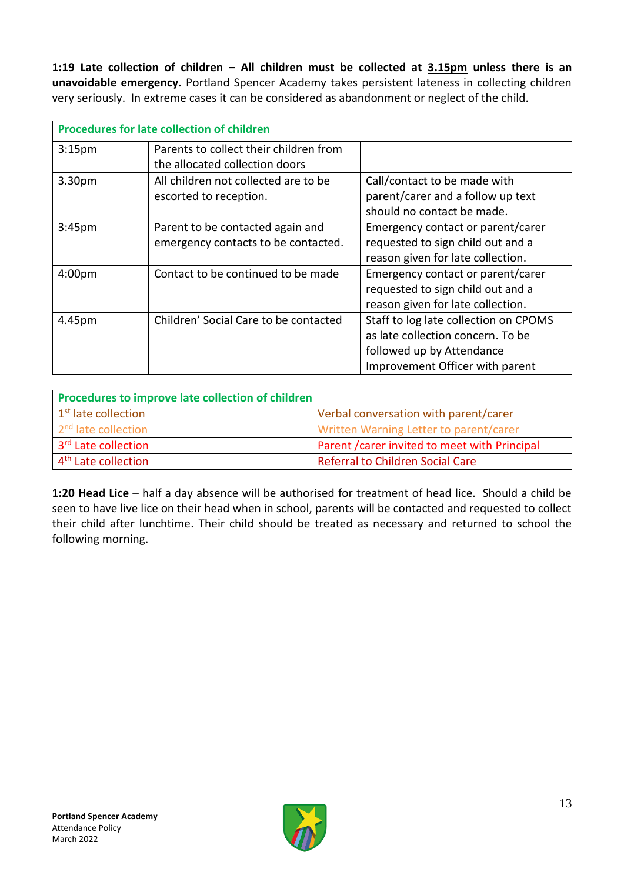**1:19 Late collection of children – All children must be collected at 3.15pm unless there is an unavoidable emergency.** Portland Spencer Academy takes persistent lateness in collecting children very seriously. In extreme cases it can be considered as abandonment or neglect of the child.

| Procedures for late collection of children | | |
|---|---|---|
| 3:15pm | Parents to collect their children from the allocated collection doors | |
| 3.30pm | All children not collected are to be escorted to reception. | Call/contact to be made with parent/carer and a follow up text should no contact be made. |
| 3:45pm | Parent to be contacted again and emergency contacts to be contacted. | Emergency contact or parent/carer requested to sign child out and a reason given for late collection. |
| 4:00pm | Contact to be continued to be made | Emergency contact or parent/carer requested to sign child out and a reason given for late collection. |
| 4.45pm | Children' Social Care to be contacted | Staff to log late collection on CPOMS as late collection concern. To be followed up by Attendance Improvement Officer with parent |

| Procedures to improve late collection of children | |
|---|---|
| 1st late collection | Verbal conversation with parent/carer |
| 2nd late collection | Written Warning Letter to parent/carer |
| 3rd Late collection | Parent /carer invited to meet with Principal |
| 4th Late collection | Referral to Children Social Care |

**1:20 Head Lice** – half a day absence will be authorised for treatment of head lice. Should a child be seen to have live lice on their head when in school, parents will be contacted and requested to collect their child after lunchtime. Their child should be treated as necessary and returned to school the following morning.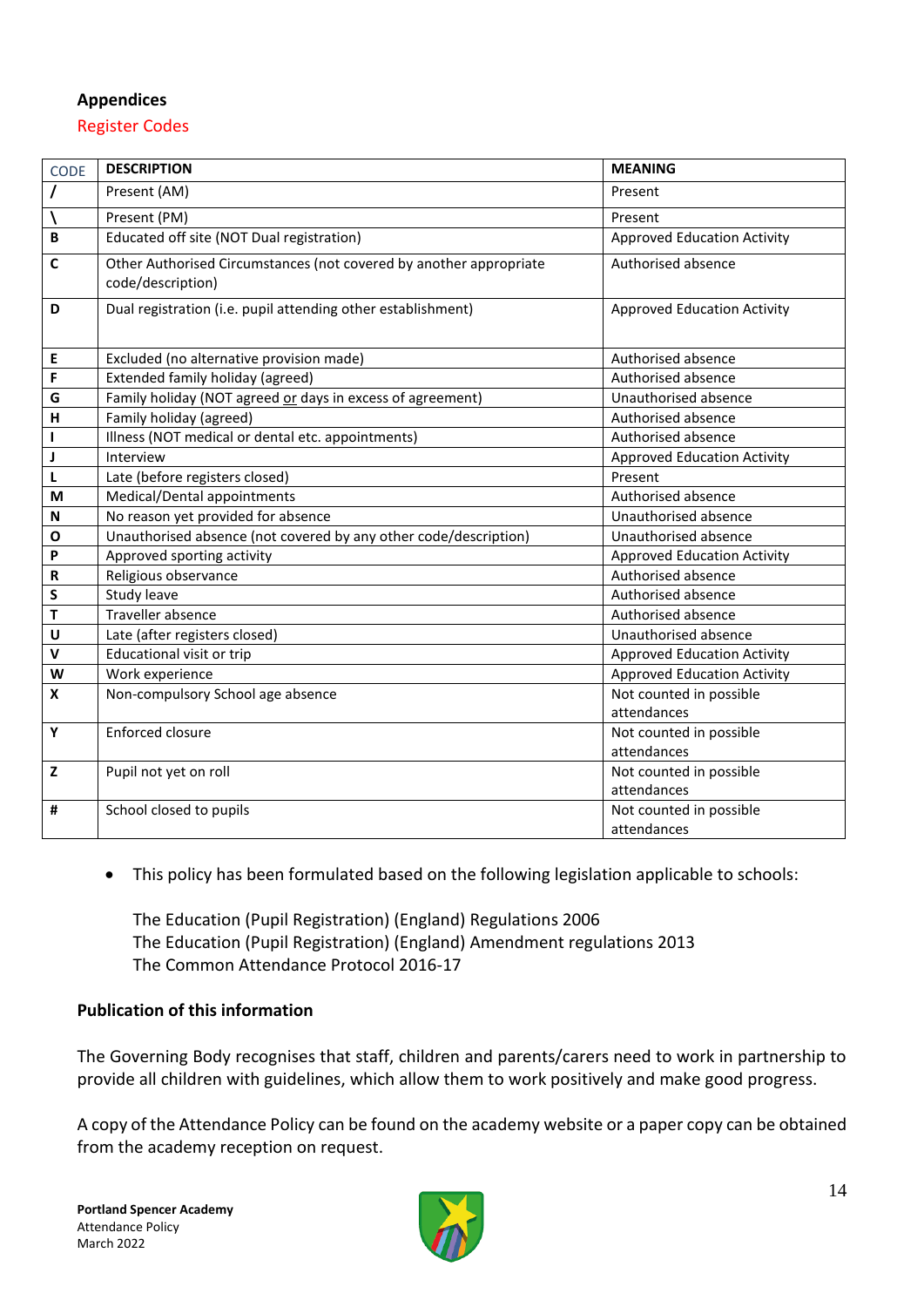**Appendices**

Register Codes

| CODE | DESCRIPTION | MEANING |
|---|---|---|
| **/** | Present (AM) | Present |
| **\\** | Present (PM) | Present |
| **B** | Educated off site (NOT Dual registration) | Approved Education Activity |
| **C** | Other Authorised Circumstances (not covered by another appropriate code/description) | Authorised absence |
| **D** | Dual registration (i.e. pupil attending other establishment) | Approved Education Activity |
| **E** | Excluded (no alternative provision made) | Authorised absence |
| **F** | Extended family holiday (agreed) | Authorised absence |
| **G** | Family holiday (NOT agreed or days in excess of agreement) | Unauthorised absence |
| **H** | Family holiday (agreed) | Authorised absence |
| **I** | Illness (NOT medical or dental etc. appointments) | Authorised absence |
| **J** | Interview | Approved Education Activity |
| **L** | Late (before registers closed) | Present |
| **M** | Medical/Dental appointments | Authorised absence |
| **N** | No reason yet provided for absence | Unauthorised absence |
| **O** | Unauthorised absence (not covered by any other code/description) | Unauthorised absence |
| **P** | Approved sporting activity | Approved Education Activity |
| **R** | Religious observance | Authorised absence |
| **S** | Study leave | Authorised absence |
| **T** | Traveller absence | Authorised absence |
| **U** | Late (after registers closed) | Unauthorised absence |
| **V** | Educational visit or trip | Approved Education Activity |
| **W** | Work experience | Approved Education Activity |
| **X** | Non-compulsory School age absence | Not counted in possible attendances |
| **Y** | Enforced closure | Not counted in possible attendances |
| **Z** | Pupil not yet on roll | Not counted in possible attendances |
| **#** | School closed to pupils | Not counted in possible attendances |

- This policy has been formulated based on the following legislation applicable to schools:

  The Education (Pupil Registration) (England) Regulations 2006
  The Education (Pupil Registration) (England) Amendment regulations 2013
  The Common Attendance Protocol 2016-17

**Publication of this information**

The Governing Body recognises that staff, children and parents/carers need to work in partnership to provide all children with guidelines, which allow them to work positively and make good progress.

A copy of the Attendance Policy can be found on the academy website or a paper copy can be obtained from the academy reception on request.

**Portland Spencer Academy**
Attendance Policy
March 2022